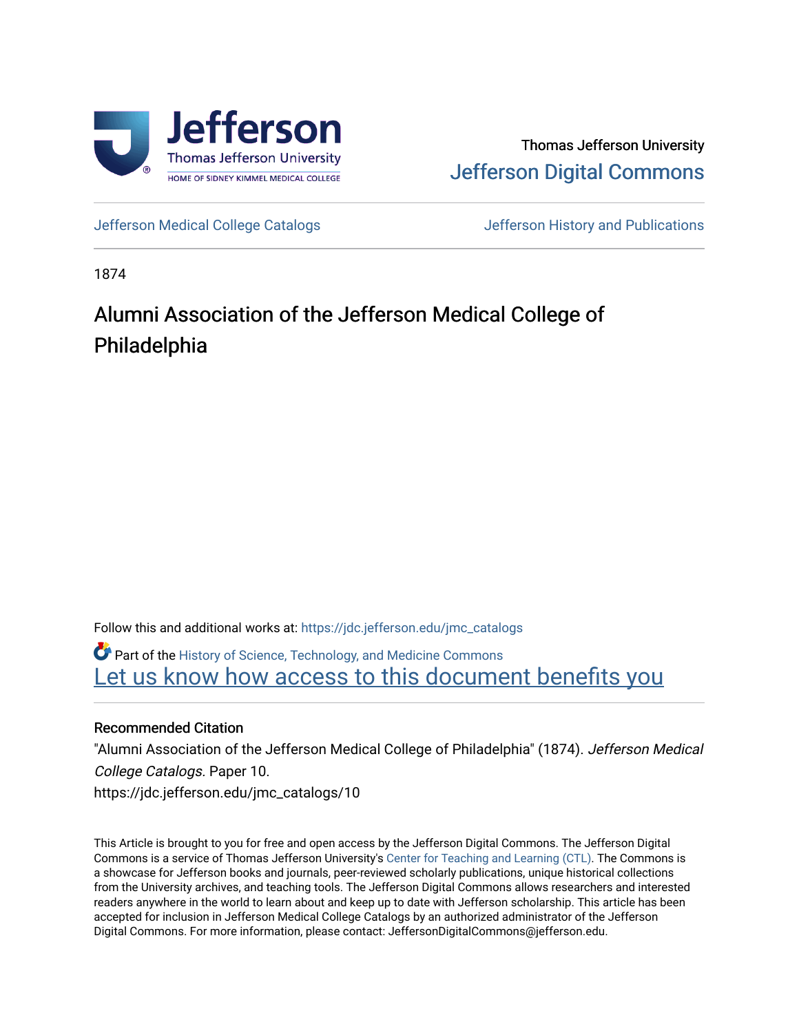Thomas Jefferson University

Jefferson Digital Commons

Jefferson Medical College Catalogs

Jefferson History and Publications

1874

# Alumni Association of the Jefferson Medical College of Philadelphia

Follow this and additional works at: https://jdc.jefferson.edu/jmc_catalogs

Part of the History of Science, Technology, and Medicine Commons

Let us know how access to this document benefits you

## Recommended Citation

"Alumni Association of the Jefferson Medical College of Philadelphia" (1874). *Jefferson Medical College Catalogs*. Paper 10.
https://jdc.jefferson.edu/jmc_catalogs/10

This Article is brought to you for free and open access by the Jefferson Digital Commons. The Jefferson Digital Commons is a service of Thomas Jefferson University's Center for Teaching and Learning (CTL). The Commons is a showcase for Jefferson books and journals, peer-reviewed scholarly publications, unique historical collections from the University archives, and teaching tools. The Jefferson Digital Commons allows researchers and interested readers anywhere in the world to learn about and keep up to date with Jefferson scholarship. This article has been accepted for inclusion in Jefferson Medical College Catalogs by an authorized administrator of the Jefferson Digital Commons. For more information, please contact: JeffersonDigitalCommons@jefferson.edu.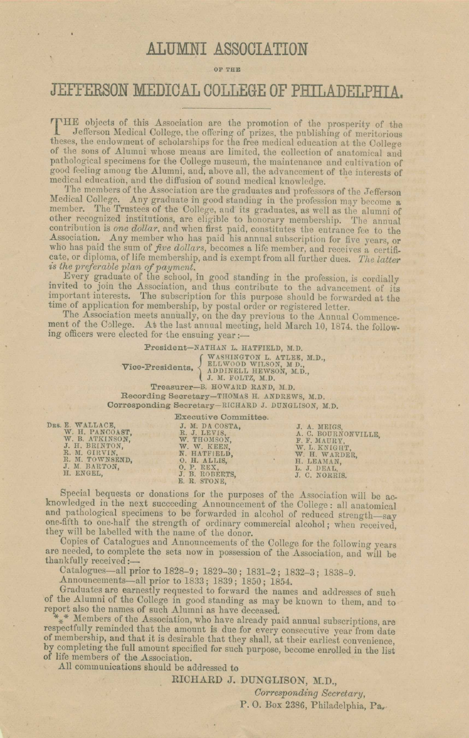# ALUMNI ASSOCIATION

OF THE

# JEFFERSON MEDICAL COLLEGE OF PHILADELPHIA.

THE objects of this Association are the promotion of the prosperity of the Jefferson Medical College, the offering of prizes, the publishing of meritorious theses, the endowment of scholarships for the free medical education at the College of the sons of Alumni whose means are limited, the collection of anatomical and pathological specimens for the College museum, the maintenance and cultivation of good feeling among the Alumni, and, above all, the advancement of the interests of medical education, and the diffusion of sound medical knowledge.

The members of the Association are the graduates and professors of the Jefferson Medical College. Any graduate in good standing in the profession may become a member. The Trustees of the College, and its graduates, as well as the alumni of other recognized institutions, are eligible to honorary membership. The annual contribution is *one dollar*, and when first paid, constitutes the entrance fee to the Association. Any member who has paid his annual subscription for five years, or who has paid the sum of *five dollars*, becomes a life member, and receives a certificate, or diploma, of life membership, and is exempt from all further dues. *The latter is the preferable plan of payment.*

Every graduate of the school, in good standing in the profession, is cordially invited to join the Association, and thus contribute to the advancement of its important interests. The subscription for this purpose should be forwarded at the time of application for membership, by postal order or registered letter.

The Association meets annually, on the day previous to the Annual Commencement of the College. At the last annual meeting, held March 10, 1874, the following officers were elected for the ensuing year:—

**President**—NATHAN L. HATFIELD, M.D.

**Vice-Presidents.**
- WASHINGTON L. ATLEE, M.D.,
- ELLWOOD WILSON, M.D.,
- ADDINELL HEWSON, M.D.,
- J. M. FOLTZ, M.D.

**Treasurer**—B. HOWARD RAND, M.D.

**Recording Secretary**—THOMAS H. ANDREWS, M.D.

**Corresponding Secretary**—RICHARD J. DUNGLISON, M.D.

**Executive Committee.**

DRS. E. WALLACE, W. H. PANCOAST, W. B. ATKINSON, J. H. BRINTON, R. M. GIRVIN, R. M. TOWNSEND, J. M. BARTON, H. ENGEL, J. M. DA COSTA, R. J. LEVIS, W. THOMSON, W. W. KEEN, N. HATFIELD, O. H. ALLIS, O. P. REX, J. B. ROBERTS, E. R. STONE, J. A. MEIGS, A. C. BOURNONVILLE, F. F. MAURY, W. L. KNIGHT, W. H. WARDER, H. LEAMAN, L. J. DEAL, J. C. NORRIS.

Special bequests or donations for the purposes of the Association will be acknowledged in the next succeeding Announcement of the College: all anatomical and pathological specimens to be forwarded in alcohol of reduced strength—say one-fifth to one-half the strength of ordinary commercial alcohol; when received, they will be labelled with the name of the donor.

Copies of Catalogues and Announcements of the College for the following years are needed, to complete the sets now in possession of the Association, and will be thankfully received:—

Catalogues—all prior to 1828-9; 1829-30; 1831-2; 1832-3; 1838-9.

Announcements—all prior to 1833; 1839; 1850; 1854.

Graduates are earnestly requested to forward the names and addresses of such of the Alumni of the College in good standing as may be known to them, and to report also the names of such Alumni as have deceased.

*** Members of the Association, who have already paid annual subscriptions, are respectfully reminded that the amount is due for every consecutive year from date of membership, and that it is desirable that they shall, at their earliest convenience, by completing the full amount specified for such purpose, become enrolled in the list of life members of the Association.

All communications should be addressed to

RICHARD J. DUNGLISON, M.D.,
*Corresponding Secretary,*
P. O. Box 2386, Philadelphia, Pa.